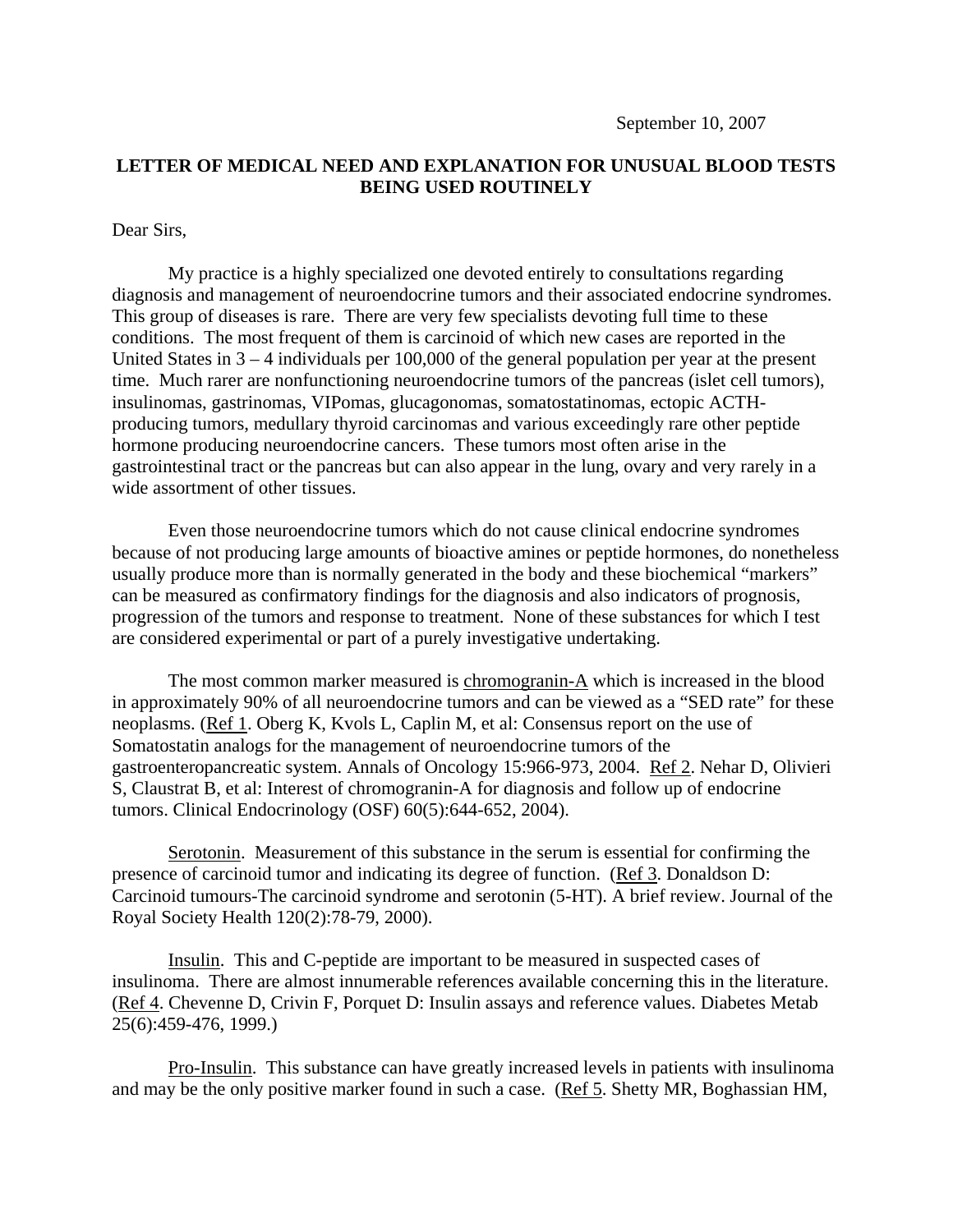September 10, 2007

# LETTER OF MEDICAL NEED AND EXPLANATION FOR UNUSUAL BLOOD TESTS BEING USED ROUTINELY

Dear Sirs,

My practice is a highly specialized one devoted entirely to consultations regarding diagnosis and management of neuroendocrine tumors and their associated endocrine syndromes. This group of diseases is rare. There are very few specialists devoting full time to these conditions. The most frequent of them is carcinoid of which new cases are reported in the United States in 3 – 4 individuals per 100,000 of the general population per year at the present time. Much rarer are nonfunctioning neuroendocrine tumors of the pancreas (islet cell tumors), insulinomas, gastrinomas, VIPomas, glucagonomas, somatostatinomas, ectopic ACTH-producing tumors, medullary thyroid carcinomas and various exceedingly rare other peptide hormone producing neuroendocrine cancers. These tumors most often arise in the gastrointestinal tract or the pancreas but can also appear in the lung, ovary and very rarely in a wide assortment of other tissues.

Even those neuroendocrine tumors which do not cause clinical endocrine syndromes because of not producing large amounts of bioactive amines or peptide hormones, do nonetheless usually produce more than is normally generated in the body and these biochemical "markers" can be measured as confirmatory findings for the diagnosis and also indicators of prognosis, progression of the tumors and response to treatment. None of these substances for which I test are considered experimental or part of a purely investigative undertaking.

The most common marker measured is <u>chromogranin-A</u> which is increased in the blood in approximately 90% of all neuroendocrine tumors and can be viewed as a "SED rate" for these neoplasms. (<u>Ref 1</u>. Oberg K, Kvols L, Caplin M, et al: Consensus report on the use of Somatostatin analogs for the management of neuroendocrine tumors of the gastroenteropancreatic system. Annals of Oncology 15:966-973, 2004. <u>Ref 2</u>. Nehar D, Olivieri S, Claustrat B, et al: Interest of chromogranin-A for diagnosis and follow up of endocrine tumors. Clinical Endocrinology (OSF) 60(5):644-652, 2004).

<u>Serotonin</u>. Measurement of this substance in the serum is essential for confirming the presence of carcinoid tumor and indicating its degree of function. (<u>Ref 3</u>. Donaldson D: Carcinoid tumours-The carcinoid syndrome and serotonin (5-HT). A brief review. Journal of the Royal Society Health 120(2):78-79, 2000).

<u>Insulin</u>. This and C-peptide are important to be measured in suspected cases of insulinoma. There are almost innumerable references available concerning this in the literature. (<u>Ref 4</u>. Chevenne D, Crivin F, Porquet D: Insulin assays and reference values. Diabetes Metab 25(6):459-476, 1999.)

<u>Pro-Insulin</u>. This substance can have greatly increased levels in patients with insulinoma and may be the only positive marker found in such a case. (<u>Ref 5</u>. Shetty MR, Boghassian HM,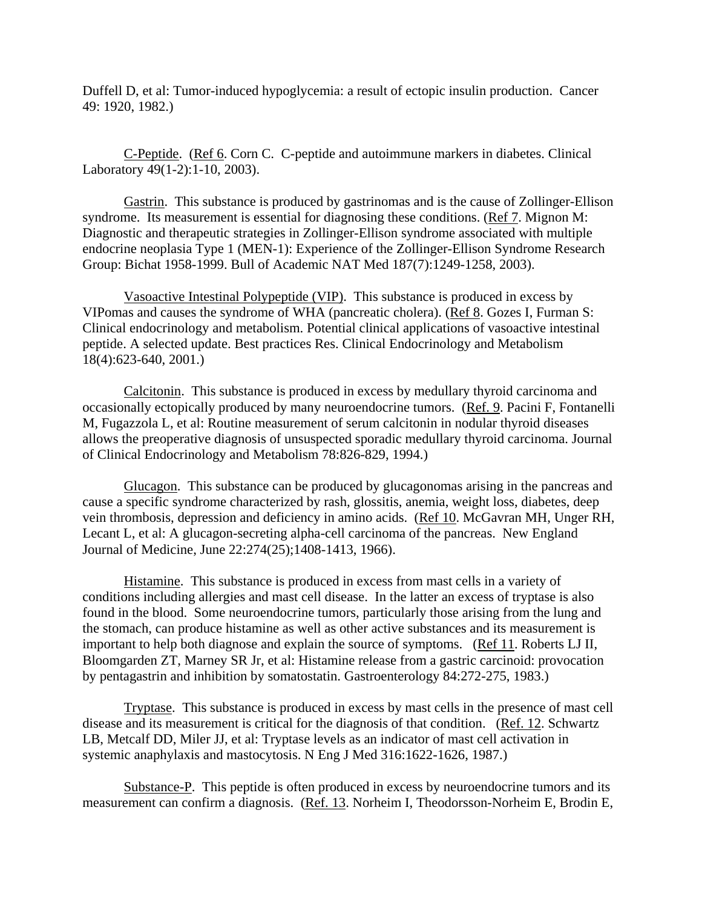Duffell D, et al: Tumor-induced hypoglycemia: a result of ectopic insulin production. Cancer 49: 1920, 1982.)

C-Peptide. (Ref 6. Corn C. C-peptide and autoimmune markers in diabetes. Clinical Laboratory 49(1-2):1-10, 2003).

Gastrin. This substance is produced by gastrinomas and is the cause of Zollinger-Ellison syndrome. Its measurement is essential for diagnosing these conditions. (Ref 7. Mignon M: Diagnostic and therapeutic strategies in Zollinger-Ellison syndrome associated with multiple endocrine neoplasia Type 1 (MEN-1): Experience of the Zollinger-Ellison Syndrome Research Group: Bichat 1958-1999. Bull of Academic NAT Med 187(7):1249-1258, 2003).

Vasoactive Intestinal Polypeptide (VIP). This substance is produced in excess by VIPomas and causes the syndrome of WHA (pancreatic cholera). (Ref 8. Gozes I, Furman S: Clinical endocrinology and metabolism. Potential clinical applications of vasoactive intestinal peptide. A selected update. Best practices Res. Clinical Endocrinology and Metabolism 18(4):623-640, 2001.)

Calcitonin. This substance is produced in excess by medullary thyroid carcinoma and occasionally ectopically produced by many neuroendocrine tumors. (Ref. 9. Pacini F, Fontanelli M, Fugazzola L, et al: Routine measurement of serum calcitonin in nodular thyroid diseases allows the preoperative diagnosis of unsuspected sporadic medullary thyroid carcinoma. Journal of Clinical Endocrinology and Metabolism 78:826-829, 1994.)

Glucagon. This substance can be produced by glucagonomas arising in the pancreas and cause a specific syndrome characterized by rash, glossitis, anemia, weight loss, diabetes, deep vein thrombosis, depression and deficiency in amino acids. (Ref 10. McGavran MH, Unger RH, Lecant L, et al: A glucagon-secreting alpha-cell carcinoma of the pancreas. New England Journal of Medicine, June 22:274(25);1408-1413, 1966).

Histamine. This substance is produced in excess from mast cells in a variety of conditions including allergies and mast cell disease. In the latter an excess of tryptase is also found in the blood. Some neuroendocrine tumors, particularly those arising from the lung and the stomach, can produce histamine as well as other active substances and its measurement is important to help both diagnose and explain the source of symptoms. (Ref 11. Roberts LJ II, Bloomgarden ZT, Marney SR Jr, et al: Histamine release from a gastric carcinoid: provocation by pentagastrin and inhibition by somatostatin. Gastroenterology 84:272-275, 1983.)

Tryptase. This substance is produced in excess by mast cells in the presence of mast cell disease and its measurement is critical for the diagnosis of that condition. (Ref. 12. Schwartz LB, Metcalf DD, Miler JJ, et al: Tryptase levels as an indicator of mast cell activation in systemic anaphylaxis and mastocytosis. N Eng J Med 316:1622-1626, 1987.)

Substance-P. This peptide is often produced in excess by neuroendocrine tumors and its measurement can confirm a diagnosis. (Ref. 13. Norheim I, Theodorsson-Norheim E, Brodin E,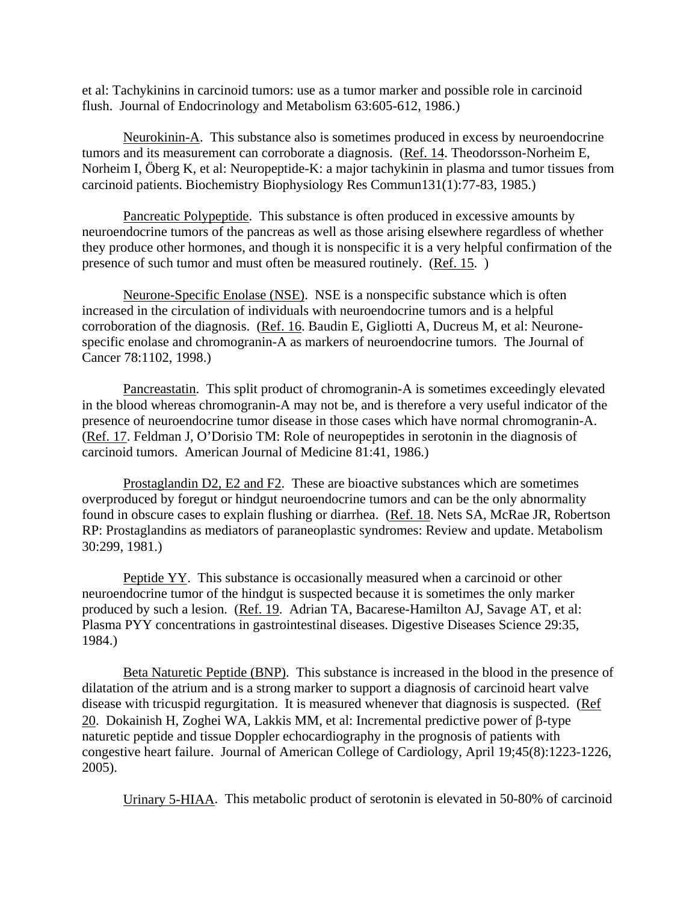et al: Tachykinins in carcinoid tumors: use as a tumor marker and possible role in carcinoid flush. Journal of Endocrinology and Metabolism 63:605-612, 1986.)

Neurokinin-A. This substance also is sometimes produced in excess by neuroendocrine tumors and its measurement can corroborate a diagnosis. (Ref. 14. Theodorsson-Norheim E, Norheim I, Öberg K, et al: Neuropeptide-K: a major tachykinin in plasma and tumor tissues from carcinoid patients. Biochemistry Biophysiology Res Commun131(1):77-83, 1985.)

Pancreatic Polypeptide. This substance is often produced in excessive amounts by neuroendocrine tumors of the pancreas as well as those arising elsewhere regardless of whether they produce other hormones, and though it is nonspecific it is a very helpful confirmation of the presence of such tumor and must often be measured routinely. (Ref. 15. )

Neurone-Specific Enolase (NSE). NSE is a nonspecific substance which is often increased in the circulation of individuals with neuroendocrine tumors and is a helpful corroboration of the diagnosis. (Ref. 16. Baudin E, Gigliotti A, Ducreus M, et al: Neurone-specific enolase and chromogranin-A as markers of neuroendocrine tumors. The Journal of Cancer 78:1102, 1998.)

Pancreastatin. This split product of chromogranin-A is sometimes exceedingly elevated in the blood whereas chromogranin-A may not be, and is therefore a very useful indicator of the presence of neuroendocrine tumor disease in those cases which have normal chromogranin-A. (Ref. 17. Feldman J, O'Dorisio TM: Role of neuropeptides in serotonin in the diagnosis of carcinoid tumors. American Journal of Medicine 81:41, 1986.)

Prostaglandin D2, E2 and F2. These are bioactive substances which are sometimes overproduced by foregut or hindgut neuroendocrine tumors and can be the only abnormality found in obscure cases to explain flushing or diarrhea. (Ref. 18. Nets SA, McRae JR, Robertson RP: Prostaglandins as mediators of paraneoplastic syndromes: Review and update. Metabolism 30:299, 1981.)

Peptide YY. This substance is occasionally measured when a carcinoid or other neuroendocrine tumor of the hindgut is suspected because it is sometimes the only marker produced by such a lesion. (Ref. 19. Adrian TA, Bacarese-Hamilton AJ, Savage AT, et al: Plasma PYY concentrations in gastrointestinal diseases. Digestive Diseases Science 29:35, 1984.)

Beta Naturetic Peptide (BNP). This substance is increased in the blood in the presence of dilatation of the atrium and is a strong marker to support a diagnosis of carcinoid heart valve disease with tricuspid regurgitation. It is measured whenever that diagnosis is suspected. (Ref 20. Dokainish H, Zoghei WA, Lakkis MM, et al: Incremental predictive power of β-type naturetic peptide and tissue Doppler echocardiography in the prognosis of patients with congestive heart failure. Journal of American College of Cardiology, April 19;45(8):1223-1226, 2005).

Urinary 5-HIAA. This metabolic product of serotonin is elevated in 50-80% of carcinoid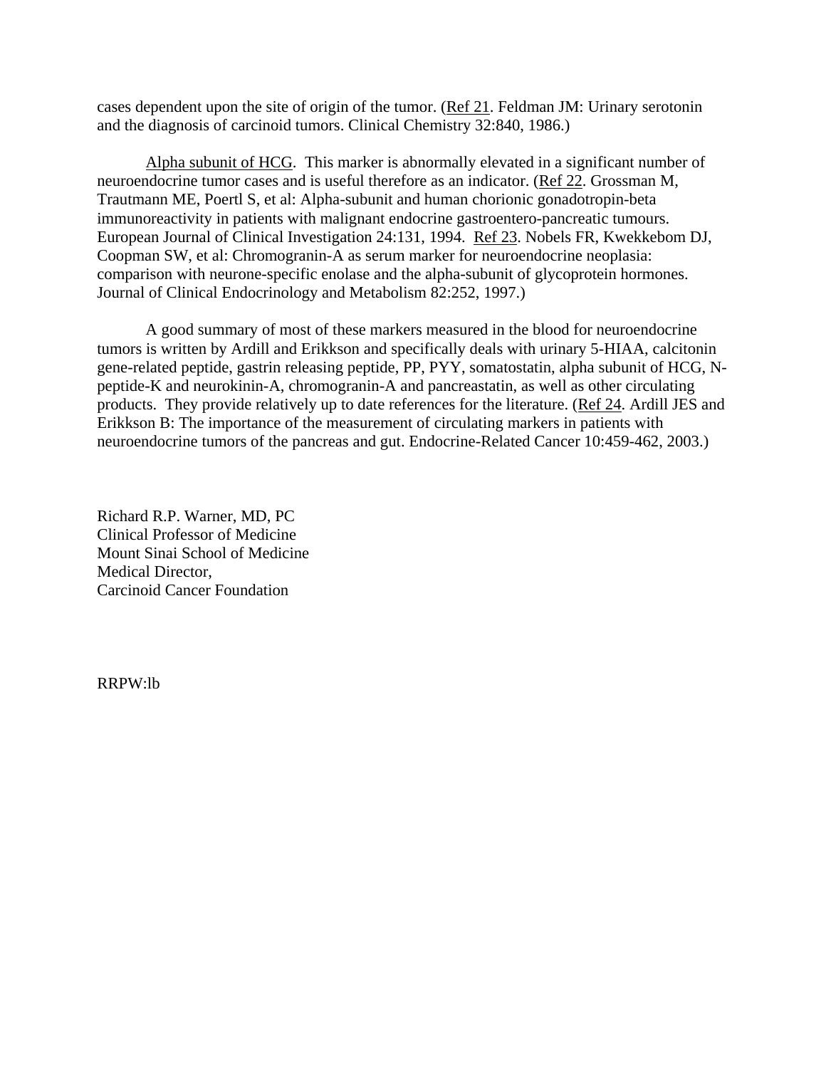cases dependent upon the site of origin of the tumor. (Ref 21. Feldman JM: Urinary serotonin and the diagnosis of carcinoid tumors. Clinical Chemistry 32:840, 1986.)

Alpha subunit of HCG. This marker is abnormally elevated in a significant number of neuroendocrine tumor cases and is useful therefore as an indicator. (Ref 22. Grossman M, Trautmann ME, Poertl S, et al: Alpha-subunit and human chorionic gonadotropin-beta immunoreactivity in patients with malignant endocrine gastroentero-pancreatic tumours. European Journal of Clinical Investigation 24:131, 1994. Ref 23. Nobels FR, Kwekkebom DJ, Coopman SW, et al: Chromogranin-A as serum marker for neuroendocrine neoplasia: comparison with neurone-specific enolase and the alpha-subunit of glycoprotein hormones. Journal of Clinical Endocrinology and Metabolism 82:252, 1997.)

A good summary of most of these markers measured in the blood for neuroendocrine tumors is written by Ardill and Erikkson and specifically deals with urinary 5-HIAA, calcitonin gene-related peptide, gastrin releasing peptide, PP, PYY, somatostatin, alpha subunit of HCG, N-peptide-K and neurokinin-A, chromogranin-A and pancreastatin, as well as other circulating products. They provide relatively up to date references for the literature. (Ref 24. Ardill JES and Erikkson B: The importance of the measurement of circulating markers in patients with neuroendocrine tumors of the pancreas and gut. Endocrine-Related Cancer 10:459-462, 2003.)

Richard R.P. Warner, MD, PC
Clinical Professor of Medicine
Mount Sinai School of Medicine
Medical Director,
Carcinoid Cancer Foundation

RRPW:lb